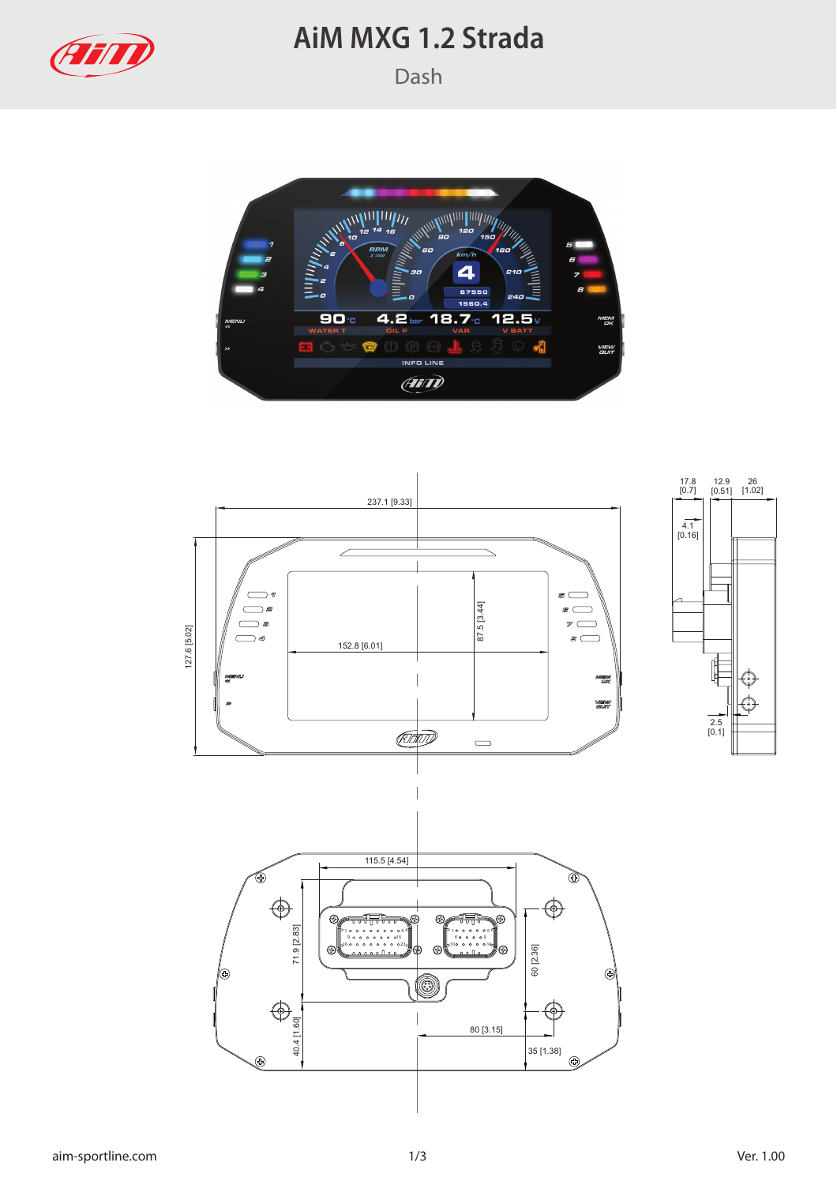# AiM MXG 1.2 Strada

Dash

237.1 [9.33]

127.6 [5.02]

152.8 [6.01]

87.5 [3.44]

17.8 [0.7]

12.9 [0.51]

26 [1.02]

4.1 [0.16]

2.5 [0.1]

115.5 [4.54]

71.9 [2.83]

40.4 [1.60]

60 [2.36]

80 [3.15]

35 [1.38]

aim-sportline.com

Ver. 1.00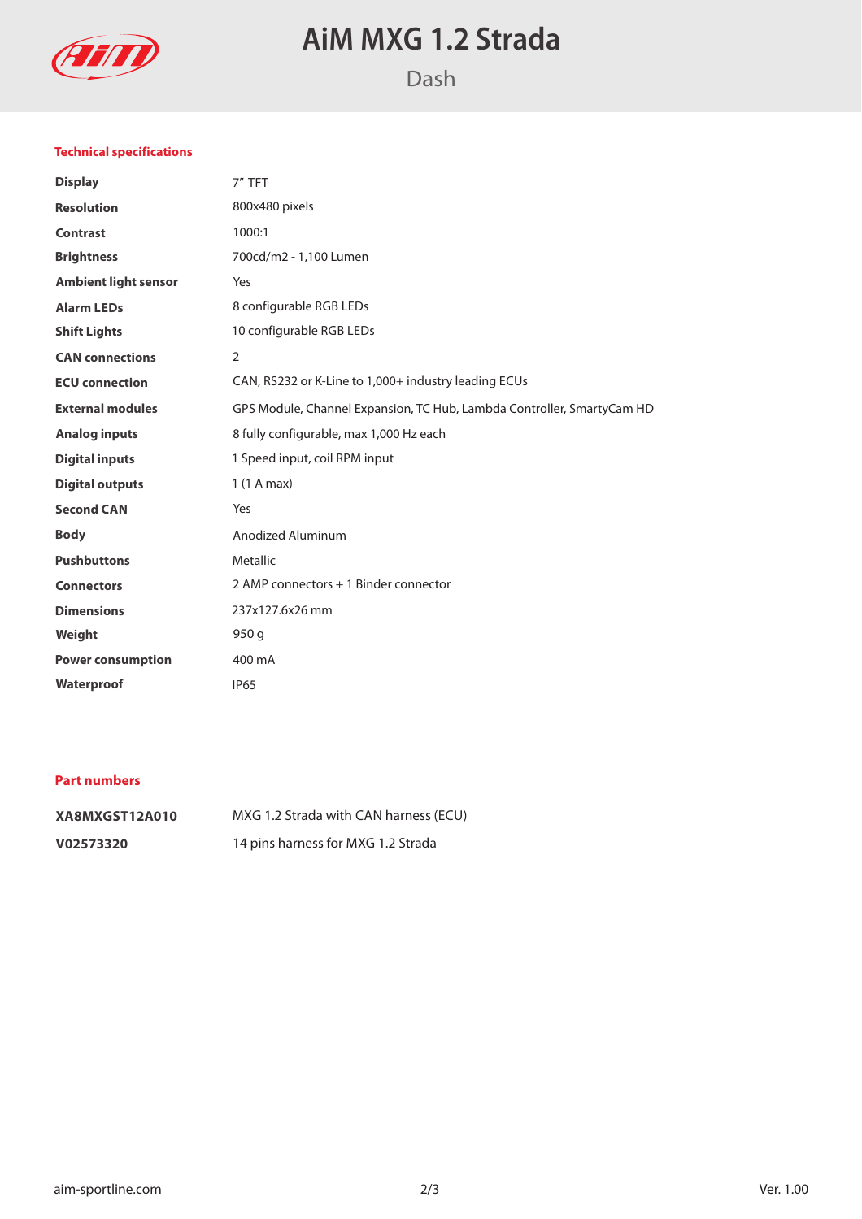# AiM MXG 1.2 Strada

Dash

## Technical specifications

| | |
|---|---|
| **Display** | 7" TFT |
| **Resolution** | 800x480 pixels |
| **Contrast** | 1000:1 |
| **Brightness** | 700cd/m2 - 1,100 Lumen |
| **Ambient light sensor** | Yes |
| **Alarm LEDs** | 8 configurable RGB LEDs |
| **Shift Lights** | 10 configurable RGB LEDs |
| **CAN connections** | 2 |
| **ECU connection** | CAN, RS232 or K-Line to 1,000+ industry leading ECUs |
| **External modules** | GPS Module, Channel Expansion, TC Hub, Lambda Controller, SmartyCam HD |
| **Analog inputs** | 8 fully configurable, max 1,000 Hz each |
| **Digital inputs** | 1 Speed input, coil RPM input |
| **Digital outputs** | 1 (1 A max) |
| **Second CAN** | Yes |
| **Body** | Anodized Aluminum |
| **Pushbuttons** | Metallic |
| **Connectors** | 2 AMP connectors + 1 Binder connector |
| **Dimensions** | 237x127.6x26 mm |
| **Weight** | 950 g |
| **Power consumption** | 400 mA |
| **Waterproof** | IP65 |

## Part numbers

| | |
|---|---|
| **XA8MXGST12A010** | MXG 1.2 Strada with CAN harness (ECU) |
| **V02573320** | 14 pins harness for MXG 1.2 Strada |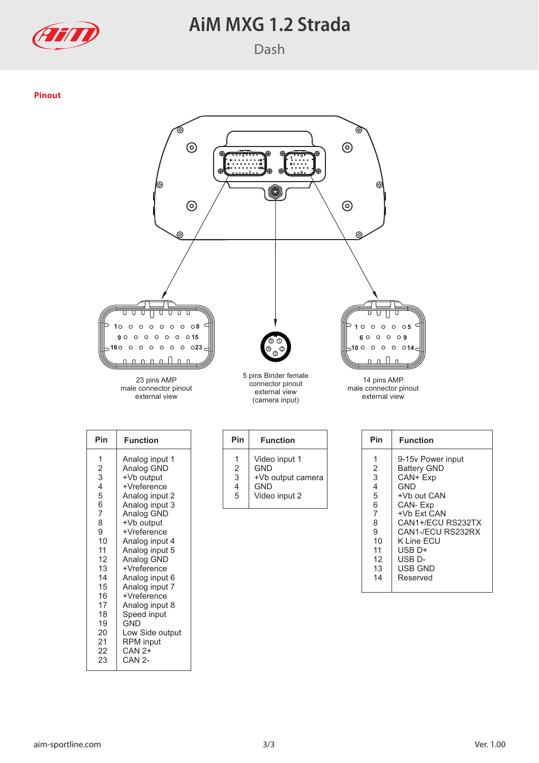# AiM MXG 1.2 Strada

Dash

## Pinout

23 pins AMP
male connector pinout
external view

5 pins Binder female
connector pinout
external view
(camera input)

14 pins AMP
male connector pinout
external view

| Pin | Function |
|---|---|
| 1 | Analog input 1 |
| 2 | Analog GND |
| 3 | +Vb output |
| 4 | +Vreference |
| 5 | Analog input 2 |
| 6 | Analog input 3 |
| 7 | Analog GND |
| 8 | +Vb output |
| 9 | +Vreference |
| 10 | Analog input 4 |
| 11 | Analog input 5 |
| 12 | Analog GND |
| 13 | +Vreference |
| 14 | Analog input 6 |
| 15 | Analog input 7 |
| 16 | +Vreference |
| 17 | Analog input 8 |
| 18 | Speed input |
| 19 | GND |
| 20 | Low Side output |
| 21 | RPM input |
| 22 | CAN 2+ |
| 23 | CAN 2- |

| Pin | Function |
|---|---|
| 1 | Video input 1 |
| 2 | GND |
| 3 | +Vb output camera |
| 4 | GND |
| 5 | Video input 2 |

| Pin | Function |
|---|---|
| 1 | 9-15v Power input |
| 2 | Battery GND |
| 3 | CAN+ Exp |
| 4 | GND |
| 5 | +Vb out CAN |
| 6 | CAN- Exp |
| 7 | +Vb Ext CAN |
| 8 | CAN1+/ECU RS232TX |
| 9 | CAN1-/ECU RS232RX |
| 10 | K Line ECU |
| 11 | USB D+ |
| 12 | USB D- |
| 13 | USB GND |
| 14 | Reserved |

aim-sportline.com

Ver. 1.00